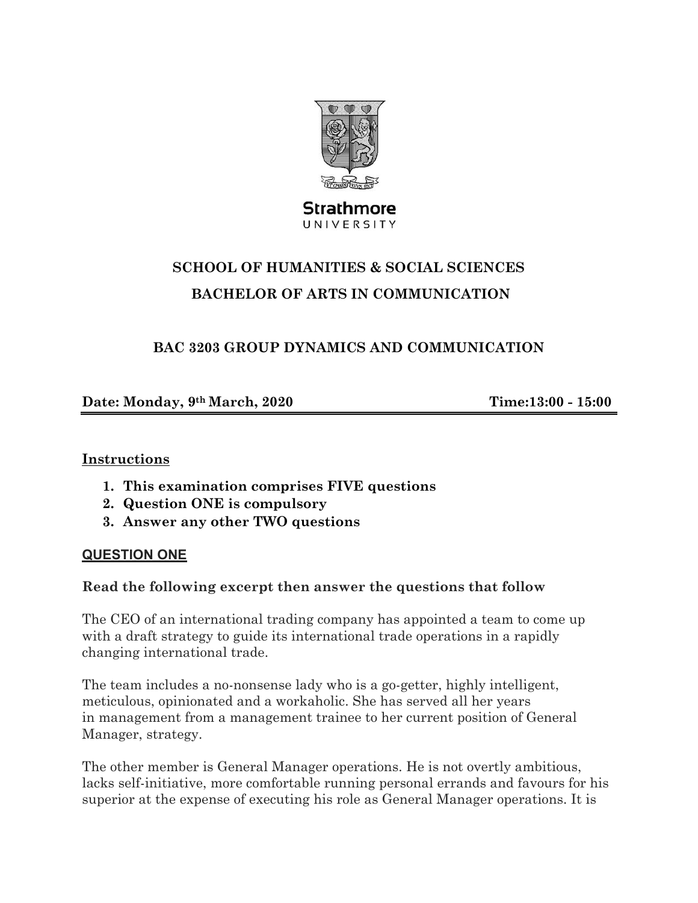Strathmore
UNIVERSITY

# SCHOOL OF HUMANITIES & SOCIAL SCIENCES

## BACHELOR OF ARTS IN COMMUNICATION

## BAC 3203 GROUP DYNAMICS AND COMMUNICATION

**Date: Monday, 9th March, 2020** **Time:13:00 - 15:00**

**Instructions**

1. **This examination comprises FIVE questions**
2. **Question ONE is compulsory**
3. **Answer any other TWO questions**

**QUESTION ONE**

**Read the following excerpt then answer the questions that follow**

The CEO of an international trading company has appointed a team to come up with a draft strategy to guide its international trade operations in a rapidly changing international trade.

The team includes a no-nonsense lady who is a go-getter, highly intelligent, meticulous, opinionated and a workaholic. She has served all her years in management from a management trainee to her current position of General Manager, strategy.

The other member is General Manager operations. He is not overtly ambitious, lacks self-initiative, more comfortable running personal errands and favours for his superior at the expense of executing his role as General Manager operations. It is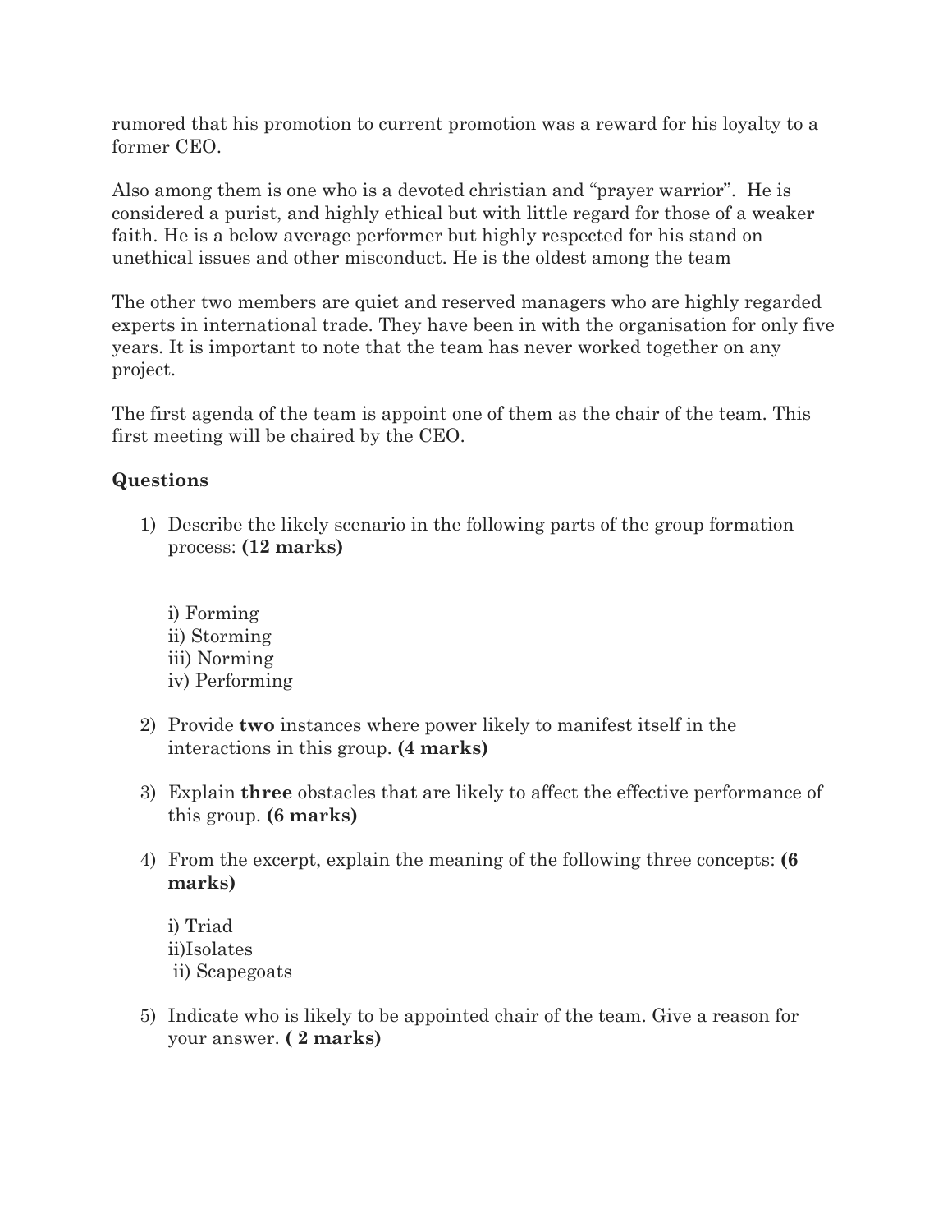rumored that his promotion to current promotion was a reward for his loyalty to a former CEO.

Also among them is one who is a devoted christian and "prayer warrior". He is considered a purist, and highly ethical but with little regard for those of a weaker faith. He is a below average performer but highly respected for his stand on unethical issues and other misconduct. He is the oldest among the team

The other two members are quiet and reserved managers who are highly regarded experts in international trade. They have been in with the organisation for only five years. It is important to note that the team has never worked together on any project.

The first agenda of the team is appoint one of them as the chair of the team. This first meeting will be chaired by the CEO.

### Questions

1) Describe the likely scenario in the following parts of the group formation process: **(12 marks)**

   i) Forming
   ii) Storming
   iii) Norming
   iv) Performing

2) Provide **two** instances where power likely to manifest itself in the interactions in this group. **(4 marks)**

3) Explain **three** obstacles that are likely to affect the effective performance of this group. **(6 marks)**

4) From the excerpt, explain the meaning of the following three concepts: **(6 marks)**

   i) Triad
   ii)Isolates
   ii) Scapegoats

5) Indicate who is likely to be appointed chair of the team. Give a reason for your answer. **( 2 marks)**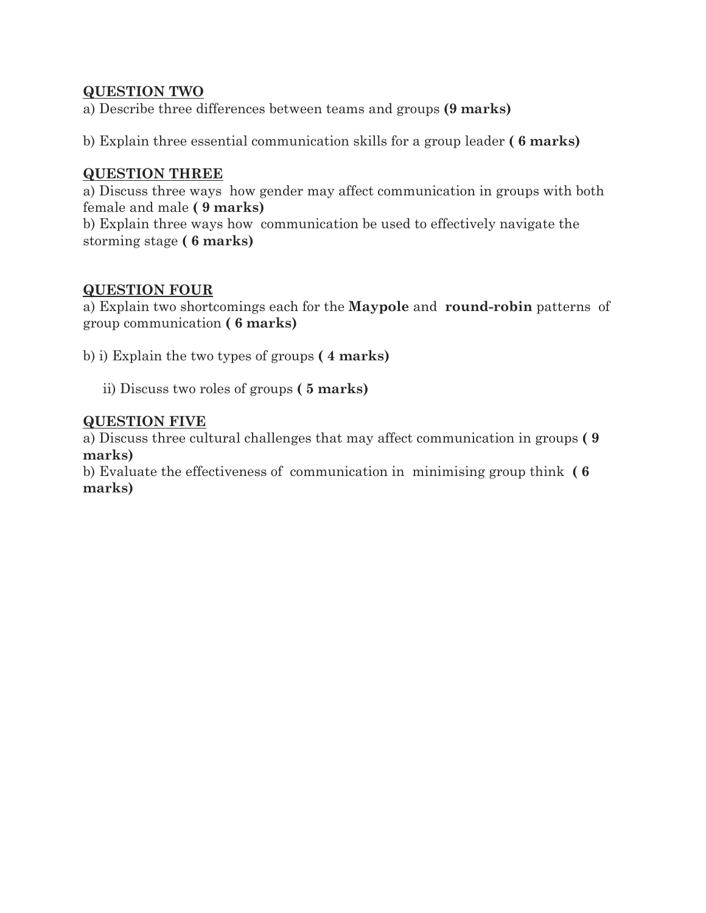**QUESTION TWO**

a) Describe three differences between teams and groups **(9 marks)**

b) Explain three essential communication skills for a group leader **( 6 marks)**

**QUESTION THREE**

a) Discuss three ways how gender may affect communication in groups with both female and male **( 9 marks)**

b) Explain three ways how communication be used to effectively navigate the storming stage **( 6 marks)**

**QUESTION FOUR**

a) Explain two shortcomings each for the **Maypole** and **round-robin** patterns of group communication **( 6 marks)**

b) i) Explain the two types of groups **( 4 marks)**

ii) Discuss two roles of groups **( 5 marks)**

**QUESTION FIVE**

a) Discuss three cultural challenges that may affect communication in groups **( 9 marks)**

b) Evaluate the effectiveness of communication in minimising group think **( 6 marks)**